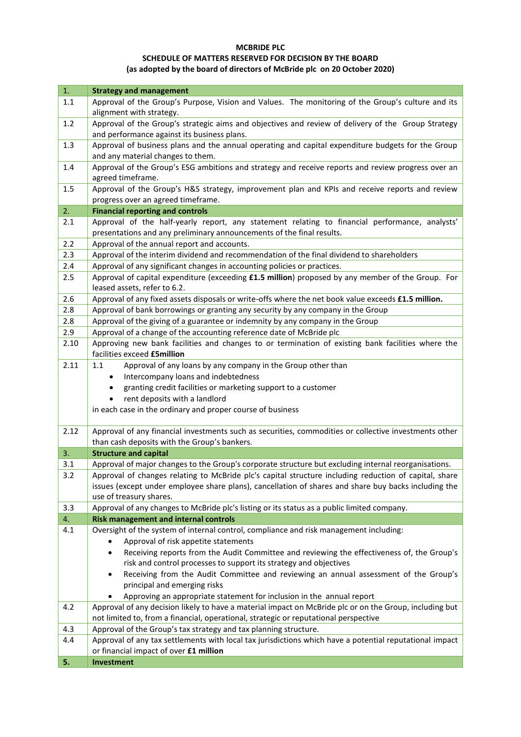**MCBRIDE PLC**

**SCHEDULE OF MATTERS RESERVED FOR DECISION BY THE BOARD**

**(as adopted by the board of directors of McBride plc on 20 October 2020)**

| | |
|---|---|
| 1. | **Strategy and management** |
| 1.1 | Approval of the Group's Purpose, Vision and Values. The monitoring of the Group's culture and its alignment with strategy. |
| 1.2 | Approval of the Group's strategic aims and objectives and review of delivery of the Group Strategy and performance against its business plans. |
| 1.3 | Approval of business plans and the annual operating and capital expenditure budgets for the Group and any material changes to them. |
| 1.4 | Approval of the Group's ESG ambitions and strategy and receive reports and review progress over an agreed timeframe. |
| 1.5 | Approval of the Group's H&S strategy, improvement plan and KPIs and receive reports and review progress over an agreed timeframe. |
| 2. | **Financial reporting and controls** |
| 2.1 | Approval of the half-yearly report, any statement relating to financial performance, analysts' presentations and any preliminary announcements of the final results. |
| 2.2 | Approval of the annual report and accounts. |
| 2.3 | Approval of the interim dividend and recommendation of the final dividend to shareholders |
| 2.4 | Approval of any significant changes in accounting policies or practices. |
| 2.5 | Approval of capital expenditure (exceeding **£1.5 million**) proposed by any member of the Group. For leased assets, refer to 6.2. |
| 2.6 | Approval of any fixed assets disposals or write-offs where the net book value exceeds **£1.5 million.** |
| 2.8 | Approval of bank borrowings or granting any security by any company in the Group |
| 2.8 | Approval of the giving of a guarantee or indemnity by any company in the Group |
| 2.9 | Approval of a change of the accounting reference date of McBride plc |
| 2.10 | Approving new bank facilities and changes to or termination of existing bank facilities where the facilities exceed **£5million** |
| 2.11 | 1.1 Approval of any loans by any company in the Group other than<br>• Intercompany loans and indebtedness<br>• granting credit facilities or marketing support to a customer<br>• rent deposits with a landlord<br>in each case in the ordinary and proper course of business |
| 2.12 | Approval of any financial investments such as securities, commodities or collective investments other than cash deposits with the Group's bankers. |
| 3. | **Structure and capital** |
| 3.1 | Approval of major changes to the Group's corporate structure but excluding internal reorganisations. |
| 3.2 | Approval of changes relating to McBride plc's capital structure including reduction of capital, share issues (except under employee share plans), cancellation of shares and share buy backs including the use of treasury shares. |
| 3.3 | Approval of any changes to McBride plc's listing or its status as a public limited company. |
| 4. | **Risk management and internal controls** |
| 4.1 | Oversight of the system of internal control, compliance and risk management including:<br>• Approval of risk appetite statements<br>• Receiving reports from the Audit Committee and reviewing the effectiveness of, the Group's risk and control processes to support its strategy and objectives<br>• Receiving from the Audit Committee and reviewing an annual assessment of the Group's principal and emerging risks<br>• Approving an appropriate statement for inclusion in the annual report |
| 4.2 | Approval of any decision likely to have a material impact on McBride plc or on the Group, including but not limited to, from a financial, operational, strategic or reputational perspective |
| 4.3 | Approval of the Group's tax strategy and tax planning structure. |
| 4.4 | Approval of any tax settlements with local tax jurisdictions which have a potential reputational impact or financial impact of over **£1 million** |
| **5.** | **Investment** |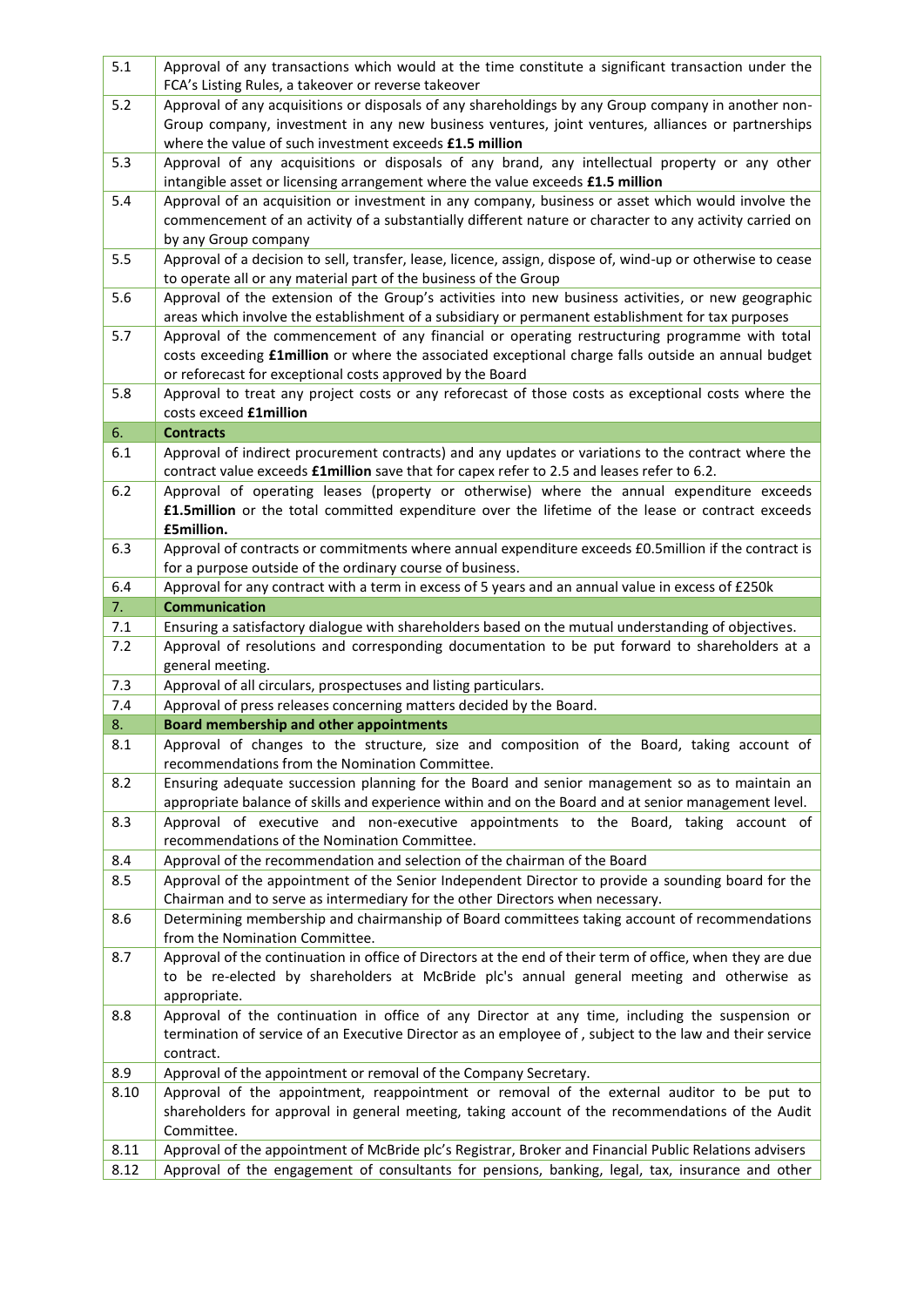| | |
|---|---|
| 5.1 | Approval of any transactions which would at the time constitute a significant transaction under the FCA's Listing Rules, a takeover or reverse takeover |
| 5.2 | Approval of any acquisitions or disposals of any shareholdings by any Group company in another non-Group company, investment in any new business ventures, joint ventures, alliances or partnerships where the value of such investment exceeds **£1.5 million** |
| 5.3 | Approval of any acquisitions or disposals of any brand, any intellectual property or any other intangible asset or licensing arrangement where the value exceeds **£1.5 million** |
| 5.4 | Approval of an acquisition or investment in any company, business or asset which would involve the commencement of an activity of a substantially different nature or character to any activity carried on by any Group company |
| 5.5 | Approval of a decision to sell, transfer, lease, licence, assign, dispose of, wind-up or otherwise to cease to operate all or any material part of the business of the Group |
| 5.6 | Approval of the extension of the Group's activities into new business activities, or new geographic areas which involve the establishment of a subsidiary or permanent establishment for tax purposes |
| 5.7 | Approval of the commencement of any financial or operating restructuring programme with total costs exceeding **£1million** or where the associated exceptional charge falls outside an annual budget or reforecast for exceptional costs approved by the Board |
| 5.8 | Approval to treat any project costs or any reforecast of those costs as exceptional costs where the costs exceed **£1million** |
| **6.** | **Contracts** |
| 6.1 | Approval of indirect procurement contracts) and any updates or variations to the contract where the contract value exceeds **£1million** save that for capex refer to 2.5 and leases refer to 6.2. |
| 6.2 | Approval of operating leases (property or otherwise) where the annual expenditure exceeds **£1.5million** or the total committed expenditure over the lifetime of the lease or contract exceeds **£5million.** |
| 6.3 | Approval of contracts or commitments where annual expenditure exceeds £0.5million if the contract is for a purpose outside of the ordinary course of business. |
| 6.4 | Approval for any contract with a term in excess of 5 years and an annual value in excess of £250k |
| **7.** | **Communication** |
| 7.1 | Ensuring a satisfactory dialogue with shareholders based on the mutual understanding of objectives. |
| 7.2 | Approval of resolutions and corresponding documentation to be put forward to shareholders at a general meeting. |
| 7.3 | Approval of all circulars, prospectuses and listing particulars. |
| 7.4 | Approval of press releases concerning matters decided by the Board. |
| **8.** | **Board membership and other appointments** |
| 8.1 | Approval of changes to the structure, size and composition of the Board, taking account of recommendations from the Nomination Committee. |
| 8.2 | Ensuring adequate succession planning for the Board and senior management so as to maintain an appropriate balance of skills and experience within and on the Board and at senior management level. |
| 8.3 | Approval of executive and non-executive appointments to the Board, taking account of recommendations of the Nomination Committee. |
| 8.4 | Approval of the recommendation and selection of the chairman of the Board |
| 8.5 | Approval of the appointment of the Senior Independent Director to provide a sounding board for the Chairman and to serve as intermediary for the other Directors when necessary. |
| 8.6 | Determining membership and chairmanship of Board committees taking account of recommendations from the Nomination Committee. |
| 8.7 | Approval of the continuation in office of Directors at the end of their term of office, when they are due to be re-elected by shareholders at McBride plc's annual general meeting and otherwise as appropriate. |
| 8.8 | Approval of the continuation in office of any Director at any time, including the suspension or termination of service of an Executive Director as an employee of , subject to the law and their service contract. |
| 8.9 | Approval of the appointment or removal of the Company Secretary. |
| 8.10 | Approval of the appointment, reappointment or removal of the external auditor to be put to shareholders for approval in general meeting, taking account of the recommendations of the Audit Committee. |
| 8.11 | Approval of the appointment of McBride plc's Registrar, Broker and Financial Public Relations advisers |
| 8.12 | Approval of the engagement of consultants for pensions, banking, legal, tax, insurance and other |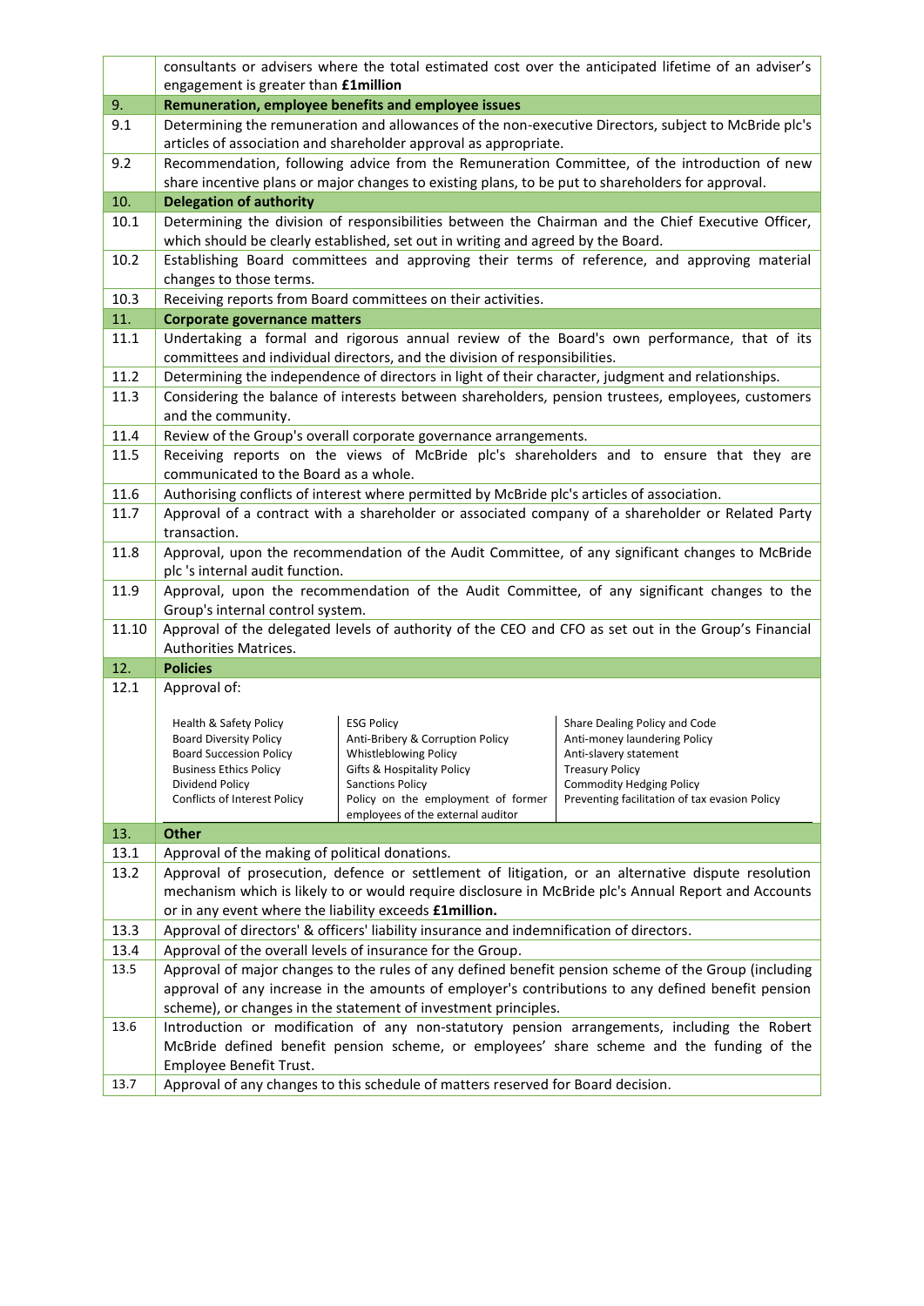| | |
|---|---|
| | consultants or advisers where the total estimated cost over the anticipated lifetime of an adviser's engagement is greater than **£1million** |
| **9.** | **Remuneration, employee benefits and employee issues** |
| 9.1 | Determining the remuneration and allowances of the non-executive Directors, subject to McBride plc's articles of association and shareholder approval as appropriate. |
| 9.2 | Recommendation, following advice from the Remuneration Committee, of the introduction of new share incentive plans or major changes to existing plans, to be put to shareholders for approval. |
| **10.** | **Delegation of authority** |
| 10.1 | Determining the division of responsibilities between the Chairman and the Chief Executive Officer, which should be clearly established, set out in writing and agreed by the Board. |
| 10.2 | Establishing Board committees and approving their terms of reference, and approving material changes to those terms. |
| 10.3 | Receiving reports from Board committees on their activities. |
| **11.** | **Corporate governance matters** |
| 11.1 | Undertaking a formal and rigorous annual review of the Board's own performance, that of its committees and individual directors, and the division of responsibilities. |
| 11.2 | Determining the independence of directors in light of their character, judgment and relationships. |
| 11.3 | Considering the balance of interests between shareholders, pension trustees, employees, customers and the community. |
| 11.4 | Review of the Group's overall corporate governance arrangements. |
| 11.5 | Receiving reports on the views of McBride plc's shareholders and to ensure that they are communicated to the Board as a whole. |
| 11.6 | Authorising conflicts of interest where permitted by McBride plc's articles of association. |
| 11.7 | Approval of a contract with a shareholder or associated company of a shareholder or Related Party transaction. |
| 11.8 | Approval, upon the recommendation of the Audit Committee, of any significant changes to McBride plc 's internal audit function. |
| 11.9 | Approval, upon the recommendation of the Audit Committee, of any significant changes to the Group's internal control system. |
| 11.10 | Approval of the delegated levels of authority of the CEO and CFO as set out in the Group's Financial Authorities Matrices. |
| **12.** | **Policies** |
| 12.1 | Approval of:<br><br>Health & Safety Policy; Board Diversity Policy; Board Succession Policy; Business Ethics Policy; Dividend Policy; Conflicts of Interest Policy<br><br>ESG Policy; Anti-Bribery & Corruption Policy; Whistleblowing Policy; Gifts & Hospitality Policy; Sanctions Policy; Policy on the employment of former employees of the external auditor<br><br>Share Dealing Policy and Code; Anti-money laundering Policy; Anti-slavery statement; Treasury Policy; Commodity Hedging Policy; Preventing facilitation of tax evasion Policy |
| **13.** | **Other** |
| 13.1 | Approval of the making of political donations. |
| 13.2 | Approval of prosecution, defence or settlement of litigation, or an alternative dispute resolution mechanism which is likely to or would require disclosure in McBride plc's Annual Report and Accounts or in any event where the liability exceeds **£1million.** |
| 13.3 | Approval of directors' & officers' liability insurance and indemnification of directors. |
| 13.4 | Approval of the overall levels of insurance for the Group. |
| 13.5 | Approval of major changes to the rules of any defined benefit pension scheme of the Group (including approval of any increase in the amounts of employer's contributions to any defined benefit pension scheme), or changes in the statement of investment principles. |
| 13.6 | Introduction or modification of any non-statutory pension arrangements, including the Robert McBride defined benefit pension scheme, or employees' share scheme and the funding of the Employee Benefit Trust. |
| 13.7 | Approval of any changes to this schedule of matters reserved for Board decision. |